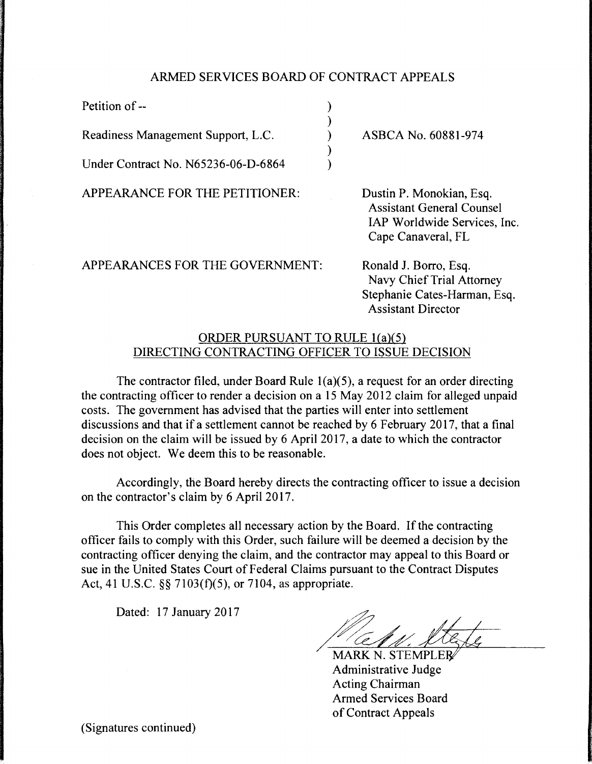ARMED SERVICES BOARD OF CONTRACT APPEALS

| | |
|---|---|
| Petition of -- | |
| Readiness Management Support, L.C. | ASBCA No. 60881-974 |
| Under Contract No. N65236-06-D-6864 | |

APPEARANCE FOR THE PETITIONER: Dustin P. Monokian, Esq.
Assistant General Counsel
IAP Worldwide Services, Inc.
Cape Canaveral, FL

APPEARANCES FOR THE GOVERNMENT: Ronald J. Borro, Esq.
Navy Chief Trial Attorney
Stephanie Cates-Harman, Esq.
Assistant Director

ORDER PURSUANT TO RULE 1(a)(5)
DIRECTING CONTRACTING OFFICER TO ISSUE DECISION

The contractor filed, under Board Rule 1(a)(5), a request for an order directing the contracting officer to render a decision on a 15 May 2012 claim for alleged unpaid costs. The government has advised that the parties will enter into settlement discussions and that if a settlement cannot be reached by 6 February 2017, that a final decision on the claim will be issued by 6 April 2017, a date to which the contractor does not object. We deem this to be reasonable.

Accordingly, the Board hereby directs the contracting officer to issue a decision on the contractor's claim by 6 April 2017.

This Order completes all necessary action by the Board. If the contracting officer fails to comply with this Order, such failure will be deemed a decision by the contracting officer denying the claim, and the contractor may appeal to this Board or sue in the United States Court of Federal Claims pursuant to the Contract Disputes Act, 41 U.S.C. §§ 7103(f)(5), or 7104, as appropriate.

Dated: 17 January 2017

MARK N. STEMPLER
Administrative Judge
Acting Chairman
Armed Services Board
of Contract Appeals

(Signatures continued)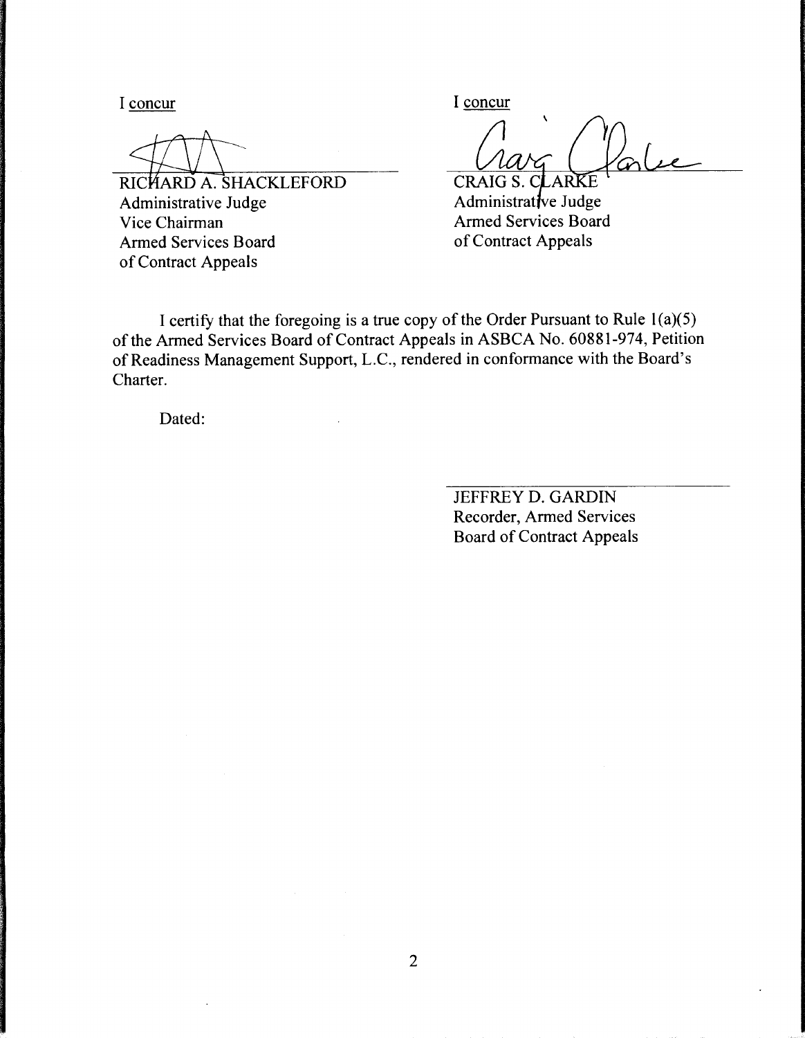I concur

RICHARD A. SHACKLEFORD
Administrative Judge
Vice Chairman
Armed Services Board
of Contract Appeals

I concur

CRAIG S. CLARKE
Administrative Judge
Armed Services Board
of Contract Appeals

I certify that the foregoing is a true copy of the Order Pursuant to Rule 1(a)(5) of the Armed Services Board of Contract Appeals in ASBCA No. 60881-974, Petition of Readiness Management Support, L.C., rendered in conformance with the Board's Charter.

Dated:

JEFFREY D. GARDIN
Recorder, Armed Services
Board of Contract Appeals